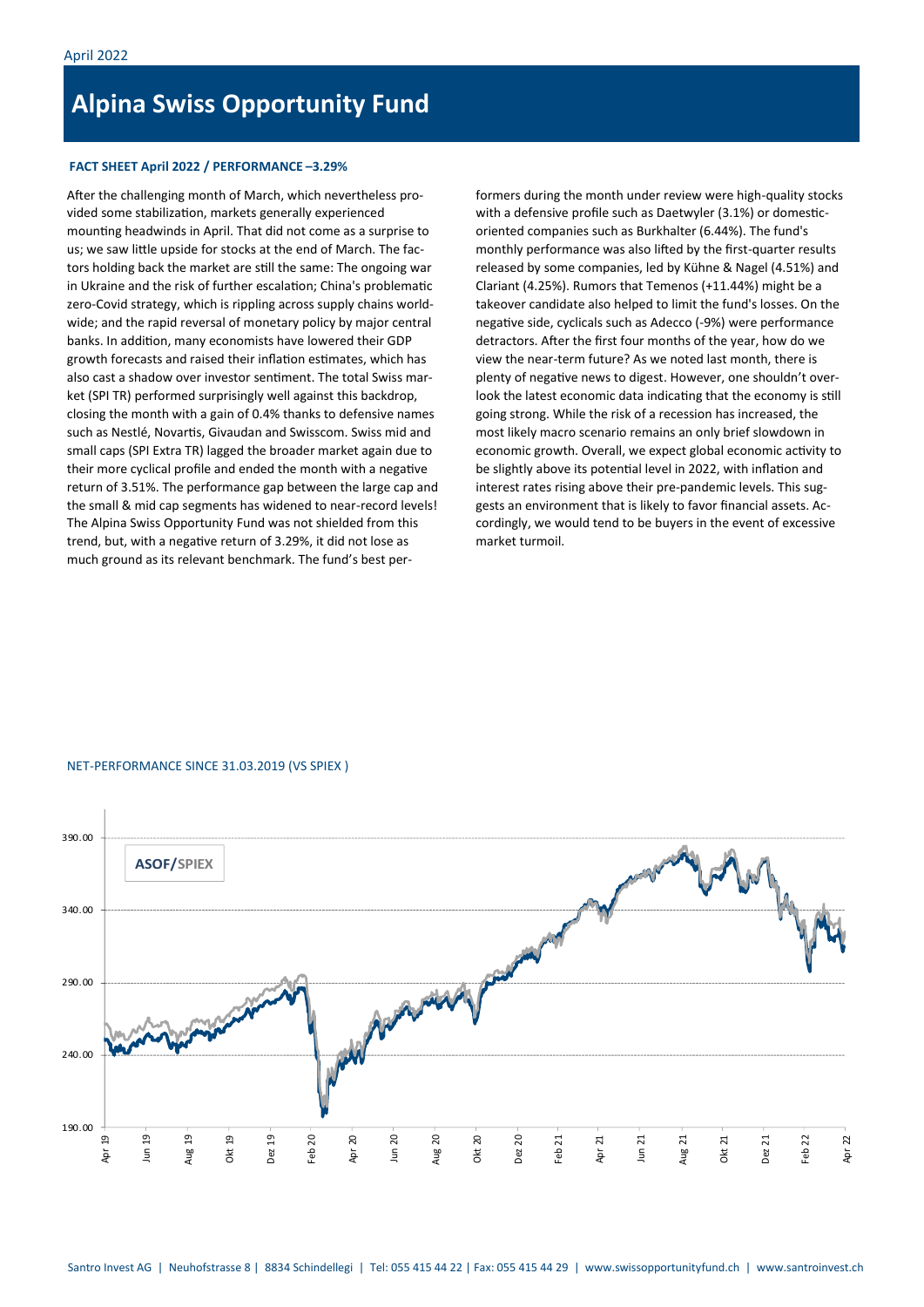April 2022

# Alpina Swiss Opportunity Fund

**FACT SHEET April 2022 / PERFORMANCE –3.29%**

After the challenging month of March, which nevertheless provided some stabilization, markets generally experienced mounting headwinds in April. That did not come as a surprise to us; we saw little upside for stocks at the end of March. The factors holding back the market are still the same: The ongoing war in Ukraine and the risk of further escalation; China's problematic zero-Covid strategy, which is rippling across supply chains worldwide; and the rapid reversal of monetary policy by major central banks. In addition, many economists have lowered their GDP growth forecasts and raised their inflation estimates, which has also cast a shadow over investor sentiment. The total Swiss market (SPI TR) performed surprisingly well against this backdrop, closing the month with a gain of 0.4% thanks to defensive names such as Nestlé, Novartis, Givaudan and Swisscom. Swiss mid and small caps (SPI Extra TR) lagged the broader market again due to their more cyclical profile and ended the month with a negative return of 3.51%. The performance gap between the large cap and the small & mid cap segments has widened to near-record levels! The Alpina Swiss Opportunity Fund was not shielded from this trend, but, with a negative return of 3.29%, it did not lose as much ground as its relevant benchmark. The fund's best performers during the month under review were high-quality stocks with a defensive profile such as Daetwyler (3.1%) or domestic-oriented companies such as Burkhalter (6.44%). The fund's monthly performance was also lifted by the first-quarter results released by some companies, led by Kühne & Nagel (4.51%) and Clariant (4.25%). Rumors that Temenos (+11.44%) might be a takeover candidate also helped to limit the fund's losses. On the negative side, cyclicals such as Adecco (-9%) were performance detractors. After the first four months of the year, how do we view the near-term future? As we noted last month, there is plenty of negative news to digest. However, one shouldn't overlook the latest economic data indicating that the economy is still going strong. While the risk of a recession has increased, the most likely macro scenario remains an only brief slowdown in economic growth. Overall, we expect global economic activity to be slightly above its potential level in 2022, with inflation and interest rates rising above their pre-pandemic levels. This suggests an environment that is likely to favor financial assets. Accordingly, we would tend to be buyers in the event of excessive market turmoil.

NET-PERFORMANCE SINCE 31.03.2019 (VS SPIEX )

ASOF/SPIEX

Santro Invest AG | Neuhofstrasse 8 | 8834 Schindellegi | Tel: 055 415 44 22 | Fax: 055 415 44 29 | www.swissopportunityfund.ch | www.santroinvest.ch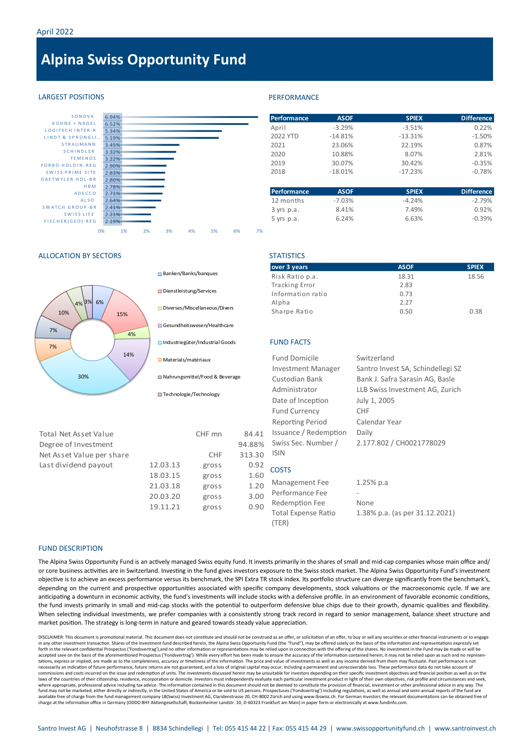April 2022

# Alpina Swiss Opportunity Fund

## LARGEST POSITIONS

SONOVA 6.94%
KÜHNE + NAGEL 6.52%
LOGITECH INTER-R 5.34%
LINDT & SPRÜNGLI... 5.19%
STRAUMANN 3.45%
SCHINDLER 3.32%
TEMENOS 3.22%
FORBO HOLDIN-REG 2.90%
SWISS PRIME SITE 2.83%
DAETWYLER HOL-BR 2.80%
HBM 2.78%
ADECCO 2.71%
ALSO 2.64%
SWATCH GROUP-BR 2.41%
SWISS LIFE 2.21%
FISCHER(GEO)-REG 2.19%

0% 1% 2% 3% 4% 5% 6% 7%

## PERFORMANCE

| Performance | ASOF | SPIEX | Difference |
|---|---|---|---|
| April | -3.29% | -3.51% | 0.22% |
| 2022 YTD | -14.81% | -13.31% | -1.50% |
| 2021 | 23.06% | 22.19% | 0.87% |
| 2020 | 10.88% | 8.07% | 2.81% |
| 2019 | 30.07% | 30.42% | -0.35% |
| 2018 | -18.01% | -17.23% | -0.78% |

| Performance | ASOF | SPIEX | Difference |
|---|---|---|---|
| 12 months | -7.03% | -4.24% | -2.79% |
| 3 yrs p.a. | 8.41% | 7.49% | 0.92% |
| 5 yrs p.a. | 6.24% | 6.63% | -0.39% |

## ALLOCATION BY SECTORS

6% 15% 4% 14% 30% 7% 7% 10% 4% 3%

Banken/Banks/banques
Dienstleistung/Services
Diverses/Miscellaneous/Divers
Gesundheitswesen/Healthcare
Industriegüter/Industrial Goods
Materials/matériaux
Nahrungsmittel/Food & Beverage
Technologie/Technology

## STATISTICS

| over 3 years | ASOF | SPIEX |
|---|---|---|
| Risk Ratio p.a. | 18.31 | 18.56 |
| Tracking Error | 2.83 | |
| Information ratio | 0.73 | |
| Alpha | 2.27 | |
| Sharpe Ratio | 0.50 | 0.38 |

| | | | |
|---|---|---|---|
| Total Net Asset Value | | CHF mn | 84.41 |
| Degree of Investment | | | 94.88% |
| Net Asset Value per share | | CHF | 313.30 |
| Last dividend payout | 12.03.13 | gross | 0.92 |
| | 18.03.15 | gross | 1.60 |
| | 21.03.18 | gross | 1.20 |
| | 20.03.20 | gross | 3.00 |
| | 19.11.21 | gross | 0.90 |

## FUND FACTS

| | |
|---|---|
| Fund Domicile | Switzerland |
| Investment Manager | Santro Invest SA, Schindellegi SZ |
| Custodian Bank | Bank J. Safra Sarasin AG, Basle |
| Administrator | LLB Swiss Investment AG, Zurich |
| Date of Inception | July 1, 2005 |
| Fund Currency | CHF |
| Reporting Period | Calendar Year |
| Issuance / Redemption | Daily |
| Swiss Sec. Number / ISIN | 2.177.802 / CH0021778029 |

## COSTS

| | |
|---|---|
| Management Fee | 1.25% p.a |
| Performance Fee | - |
| Redemption Fee | None |
| Total Expense Ratio (TER) | 1.38% p.a. (as per 31.12.2021) |

## FUND DESCRIPTION

The Alpina Swiss Opportunity Fund is an actively managed Swiss equity fund. It invests primarily in the shares of small and mid-cap companies whose main office and/ or core business activities are in Switzerland. Investing in the fund gives investors exposure to the Swiss stock market. The Alpina Swiss Opportunity Fund's investment objective is to achieve an excess performance versus its benchmark, the SPI Extra TR stock index. Its portfolio structure can diverge significantly from the benchmark's, depending on the current and prospective opportunities associated with specific company developments, stock valuations or the macroeconomic cycle. If we are anticipating a downturn in economic activity, the fund's investments will include stocks with a defensive profile. In an environment of favorable economic conditions, the fund invests primarily in small and mid-cap stocks with the potential to outperform defensive blue chips due to their growth, dynamic qualities and flexibility. When selecting individual investments, we prefer companies with a consistently strong track record in regard to senior management, balance sheet structure and market position. The strategy is long-term in nature and geared towards steady value appreciation.

DISCLAIMER: This document is promotional material. This document does not constitute and should not be construed as an offer, or solicitation of an offer, to buy or sell any securities or other financial instruments or to engage in any other investment transaction. Shares of the investment fund described herein, the Alpina Swiss Opportunity Fund (the "Fund"), may be offered solely on the basis of the information and representations expressly set forth in the relevant confidential Prospectus ('Fondsvertrag'),and no other information or representations may be relied upon in connection with the offering of the shares. No investment in the Fund may be made or will be accepted save on the basis of the aforementioned Prospectus ('Fondsvertrag'). While every effort has been made to ensure the accuracy of the information contained herein, it may not be relied upon as such and no representations, express or implied, are made as to the completeness, accuracy or timeliness of the information. The price and value of investments as well as any income derived from them may fluctuate. Past performance is not necessarily an indication of future performance, future returns are not guaranteed, and a loss of original capital may occur, including a permanent and unrecoverable loss. These performance data do not take account of commissions and costs incurred on the issue and redemption of units. The investments discussed herein may be unsuitable for investors depending on their specific investment objectives and financial position as well as on the laws of the countries of their citizenship, residence, incorporation or domicile. Investors must independently evaluate each particular investment product in light of their own objectives, risk profile and circumstances and seek, where appropriate, professional advice including tax advice. The information contained in this document should not be deemed to constitute the provision of financial, investment or other professional advice in any way. The fund may not be marketed, either directly or indirectly, in the United States of America or be sold to US persons. Prospectuses ('Fondsvertrag') including regulations, as well as annual and semi-annual reports of the fund are available free of charge from the fund management company LB(Swiss) Investment AG, Claridenstrasse 20, CH-8002 Zürich and using www.lbswiss.ch. For German investors the relevant documentations can be obtained free of charge at the information office in Germany (ODDO BHF Aktiengesellschaft, Bockenheimer Landstr. 10, D-60323 Frankfurt am Main) in paper form or electronically at www.fundinfo.com.

Santro Invest AG | Neuhofstrasse 8 | 8834 Schindellegi | Tel: 055 415 44 22 | Fax: 055 415 44 29 | www.swissopportunityfund.ch | www.santroinvest.ch